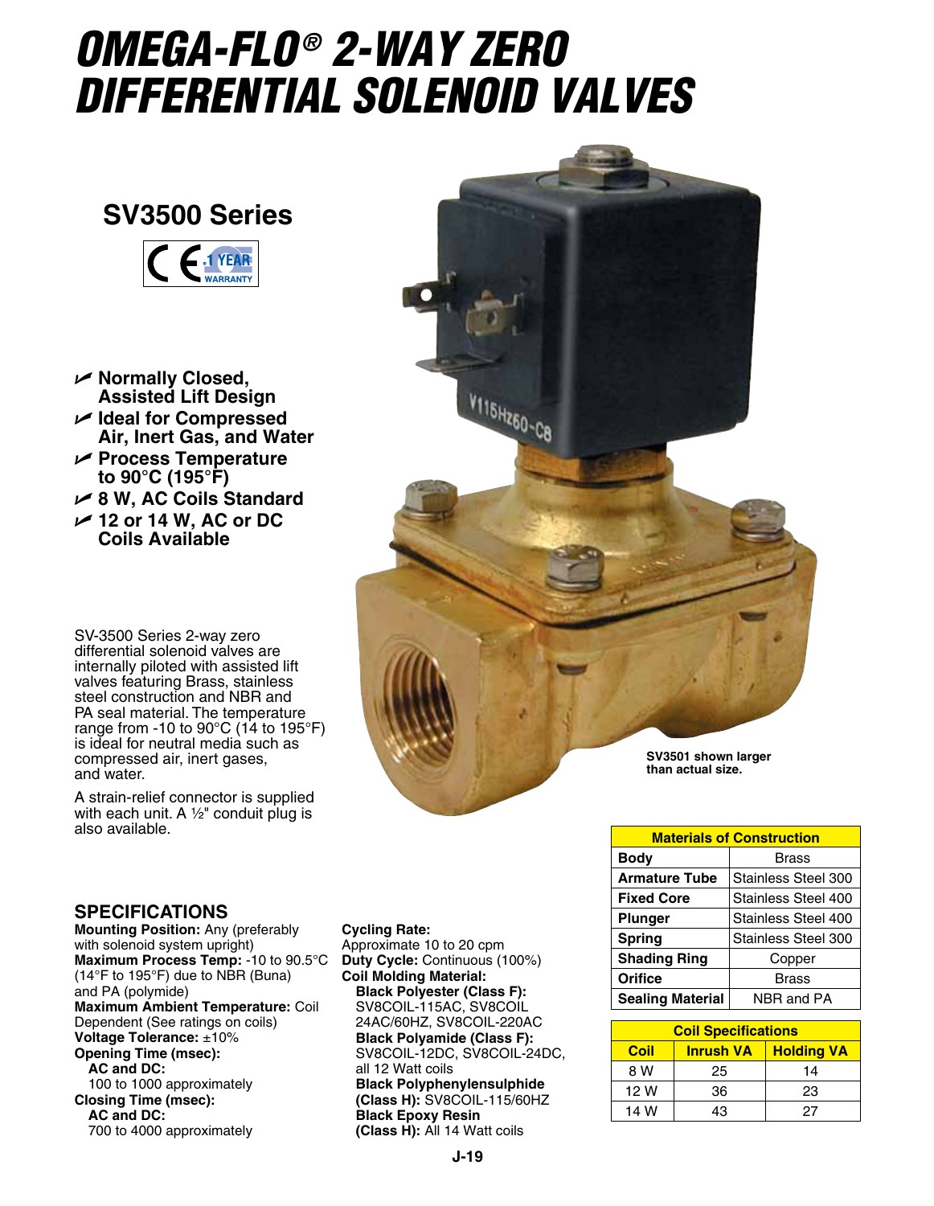# OMEGA-FLO® 2-WAY ZERO DIFFERENTIAL SOLENOID VALVES

## SV3500 Series

- Normally Closed, Assisted Lift Design
- Ideal for Compressed Air, Inert Gas, and Water
- Process Temperature to 90°C (195°F)
- 8 W, AC Coils Standard
- 12 or 14 W, AC or DC Coils Available

SV-3500 Series 2-way zero differential solenoid valves are internally piloted with assisted lift valves featuring Brass, stainless steel construction and NBR and PA seal material. The temperature range from -10 to 90°C (14 to 195°F) is ideal for neutral media such as compressed air, inert gases, and water.

A strain-relief connector is supplied with each unit. A ½" conduit plug is also available.

SV3501 shown larger than actual size.

## SPECIFICATIONS

**Mounting Position:** Any (preferably with solenoid system upright)
**Maximum Process Temp:** -10 to 90.5°C (14°F to 195°F) due to NBR (Buna) and PA (polymide)
**Maximum Ambient Temperature:** Coil Dependent (See ratings on coils)
**Voltage Tolerance:** ±10%
**Opening Time (msec):**
**AC and DC:**
100 to 1000 approximately
**Closing Time (msec):**
**AC and DC:**
700 to 4000 approximately

**Cycling Rate:**
Approximate 10 to 20 cpm
**Duty Cycle:** Continuous (100%)
**Coil Molding Material:**
**Black Polyester (Class F):** SV8COIL-115AC, SV8COIL 24AC/60HZ, SV8COIL-220AC
**Black Polyamide (Class F):** SV8COIL-12DC, SV8COIL-24DC, all 12 Watt coils
**Black Polyphenylensulphide (Class H):** SV8COIL-115/60HZ
**Black Epoxy Resin (Class H):** All 14 Watt coils

| Materials of Construction | |
|---|---|
| **Body** | Brass |
| **Armature Tube** | Stainless Steel 300 |
| **Fixed Core** | Stainless Steel 400 |
| **Plunger** | Stainless Steel 400 |
| **Spring** | Stainless Steel 300 |
| **Shading Ring** | Copper |
| **Orifice** | Brass |
| **Sealing Material** | NBR and PA |

| Coil Specifications | | |
|---|---|---|
| **Coil** | **Inrush VA** | **Holding VA** |
| 8 W | 25 | 14 |
| 12 W | 36 | 23 |
| 14 W | 43 | 27 |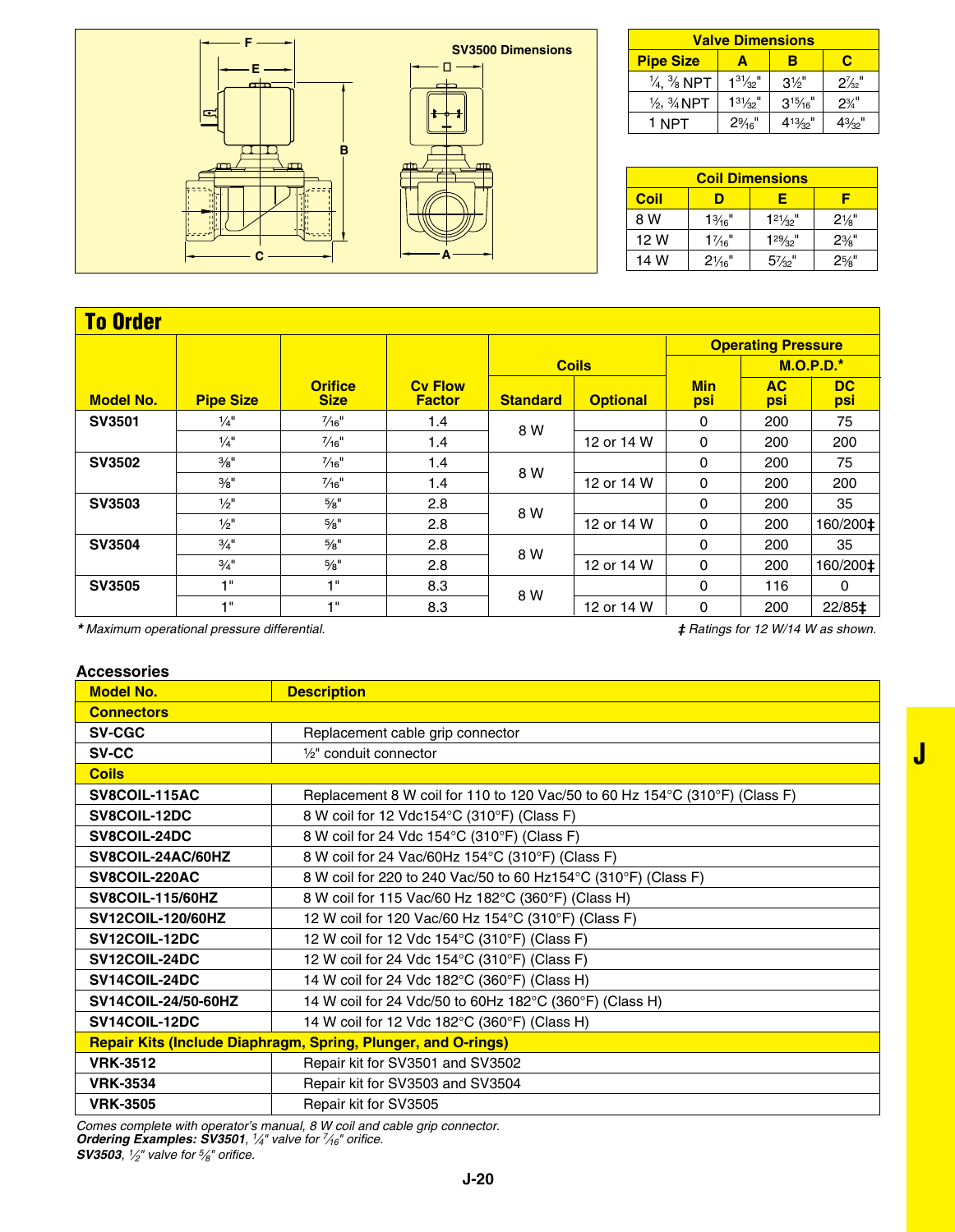SV3500 Dimensions

F
E
B
C
D
A

| Valve Dimensions | | | |
|---|---|---|---|
| Pipe Size | A | B | C |
| ¼, ⅜ NPT | 1³¹⁄₃₂" | 3½" | 2⁷⁄₃₂" |
| ½, ¾ NPT | 1³¹⁄₃₂" | 3¹⁵⁄₁₆" | 2¾" |
| 1 NPT | 2⁹⁄₁₆" | 4¹³⁄₃₂" | 4³⁄₃₂" |

| Coil Dimensions | | | |
|---|---|---|---|
| Coil | D | E | F |
| 8 W | 1³⁄₁₆" | 1²¹⁄₃₂" | 2⅛" |
| 12 W | 1⁷⁄₁₆" | 1²⁹⁄₃₂" | 2⅜" |
| 14 W | 2¹⁄₁₆" | 5⁷⁄₃₂" | 2⅝" |

## To Order

| Model No. | Pipe Size | Orifice Size | Cv Flow Factor | Coils: Standard | Coils: Optional | Operating Pressure: Min psi | M.O.P.D.* AC psi | M.O.P.D.* DC psi |
|---|---|---|---|---|---|---|---|---|
| SV3501 | ¼" | ⁷⁄₁₆" | 1.4 | 8 W | | 0 | 200 | 75 |
| | ¼" | ⁷⁄₁₆" | 1.4 | | 12 or 14 W | 0 | 200 | 200 |
| SV3502 | ⅜" | ⁷⁄₁₆" | 1.4 | 8 W | | 0 | 200 | 75 |
| | ⅜" | ⁷⁄₁₆" | 1.4 | | 12 or 14 W | 0 | 200 | 200 |
| SV3503 | ½" | ⅝" | 2.8 | 8 W | | 0 | 200 | 35 |
| | ½" | ⅝" | 2.8 | | 12 or 14 W | 0 | 200 | 160/200‡ |
| SV3504 | ¾" | ⅝" | 2.8 | 8 W | | 0 | 200 | 35 |
| | ¾" | ⅝" | 2.8 | | 12 or 14 W | 0 | 200 | 160/200‡ |
| SV3505 | 1" | 1" | 8.3 | 8 W | | 0 | 116 | 0 |
| | 1" | 1" | 8.3 | | 12 or 14 W | 0 | 200 | 22/85‡ |

*\* Maximum operational pressure differential.*

*‡ Ratings for 12 W/14 W as shown.*

### Accessories

| Model No. | Description |
|---|---|
| **Connectors** | |
| **SV-CGC** | Replacement cable grip connector |
| **SV-CC** | ½" conduit connector |
| **Coils** | |
| **SV8COIL-115AC** | Replacement 8 W coil for 110 to 120 Vac/50 to 60 Hz 154°C (310°F) (Class F) |
| **SV8COIL-12DC** | 8 W coil for 12 Vdc154°C (310°F) (Class F) |
| **SV8COIL-24DC** | 8 W coil for 24 Vdc 154°C (310°F) (Class F) |
| **SV8COIL-24AC/60HZ** | 8 W coil for 24 Vac/60Hz 154°C (310°F) (Class F) |
| **SV8COIL-220AC** | 8 W coil for 220 to 240 Vac/50 to 60 Hz154°C (310°F) (Class F) |
| **SV8COIL-115/60HZ** | 8 W coil for 115 Vac/60 Hz 182°C (360°F) (Class H) |
| **SV12COIL-120/60HZ** | 12 W coil for 120 Vac/60 Hz 154°C (310°F) (Class F) |
| **SV12COIL-12DC** | 12 W coil for 12 Vdc 154°C (310°F) (Class F) |
| **SV12COIL-24DC** | 12 W coil for 24 Vdc 154°C (310°F) (Class F) |
| **SV14COIL-24DC** | 14 W coil for 24 Vdc 182°C (360°F) (Class H) |
| **SV14COIL-24/50-60HZ** | 14 W coil for 24 Vdc/50 to 60Hz 182°C (360°F) (Class H) |
| **SV14COIL-12DC** | 14 W coil for 12 Vdc 182°C (360°F) (Class H) |
| **Repair Kits (Include Diaphragm, Spring, Plunger, and O-rings)** | |
| **VRK-3512** | Repair kit for SV3501 and SV3502 |
| **VRK-3534** | Repair kit for SV3503 and SV3504 |
| **VRK-3505** | Repair kit for SV3505 |

*Comes complete with operator's manual, 8 W coil and cable grip connector.*
***Ordering Examples: SV3501**, ¼" valve for ⁷⁄₁₆" orifice.*
***SV3503**, ½" valve for ⅝" orifice.*